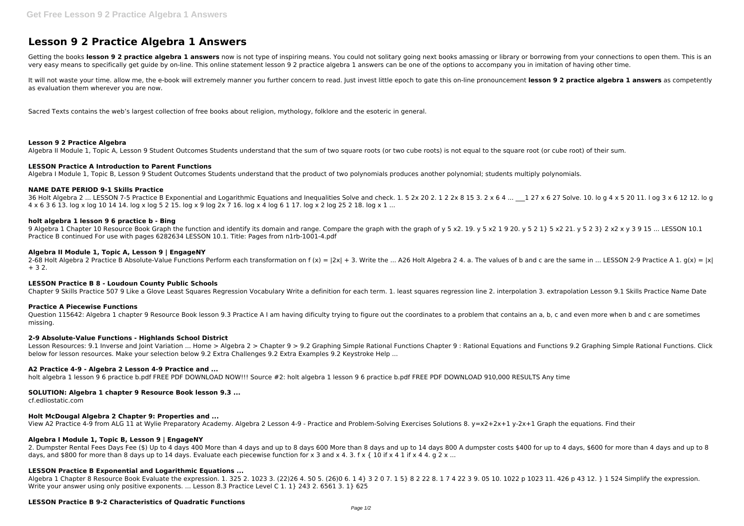# Lesson 9 2 Practice Algebra 1 Answers

Getting the books **lesson 9 2 practice algebra 1 answers** now is not type of inspiring means. You could not solitary going next books amassing or library or borrowing from your connections to open them. This is an very easy means to specifically get guide by on-line. This online statement lesson 9 2 practice algebra 1 answers can be one of the options to accompany you in imitation of having other time.

It will not waste your time. allow me, the e-book will extremely manner you further concern to read. Just invest little epoch to gate this on-line pronouncement **lesson 9 2 practice algebra 1 answers** as competently as evaluation them wherever you are now.

Sacred Texts contains the web's largest collection of free books about religion, mythology, folklore and the esoteric in general.

### Lesson 9 2 Practice Algebra

Algebra II Module 1, Topic A, Lesson 9 Student Outcomes Students understand that the sum of two square roots (or two cube roots) is not equal to the square root (or cube root) of their sum.

### LESSON Practice A Introduction to Parent Functions

Algebra I Module 1, Topic B, Lesson 9 Student Outcomes Students understand that the product of two polynomials produces another polynomial; students multiply polynomials.

### NAME DATE PERIOD 9-1 Skills Practice

36 Holt Algebra 2 ... LESSON 7-5 Practice B Exponential and Logarithmic Equations and Inequalities Solve and check. 1. 5 2x 20 2. 1 2 2x 8 15 3. 2 x 6 4 ... ___1 27 x 6 27 Solve. 10. lo g 4 x 5 20 11. l og 3 x 6 12 12. lo g 4 x 6 3 6 13. log x log 10 14 14. log x log 5 2 15. log x 9 log 2x 7 16. log x 4 log 6 1 17. log x 2 log 25 2 18. log x 1 ...

### holt algebra 1 lesson 9 6 practice b - Bing

9 Algebra 1 Chapter 10 Resource Book Graph the function and identify its domain and range. Compare the graph with the graph of y 5 x2. 19. y 5 x2 1 9 20. y 5 2 1} 5 x2 21. y 5 2 3} 2 x2 x y 3 9 15 ... LESSON 10.1 Practice B continued For use with pages 6282634 LESSON 10.1. Title: Pages from n1rb-1001-4.pdf

### Algebra II Module 1, Topic A, Lesson 9 | EngageNY

2-68 Holt Algebra 2 Practice B Absolute-Value Functions Perform each transformation on f (x) = |2x| + 3. Write the ... A26 Holt Algebra 2 4. a. The values of b and c are the same in ... LESSON 2-9 Practice A 1. g(x) = |x| + 3 2.

### LESSON Practice B 8 - Loudoun County Public Schools

Chapter 9 Skills Practice 507 9 Like a Glove Least Squares Regression Vocabulary Write a definition for each term. 1. least squares regression line 2. interpolation 3. extrapolation Lesson 9.1 Skills Practice Name Date

### Practice A Piecewise Functions

Question 115642: Algebra 1 chapter 9 Resource Book lesson 9.3 Practice A I am having dificulty trying to figure out the coordinates to a problem that contains an a, b, c and even more when b and c are sometimes missing.

### 2-9 Absolute-Value Functions - Highlands School District

Lesson Resources: 9.1 Inverse and Joint Variation ... Home > Algebra 2 > Chapter 9 > 9.2 Graphing Simple Rational Functions Chapter 9 : Rational Equations and Functions 9.2 Graphing Simple Rational Functions. Click below for lesson resources. Make your selection below 9.2 Extra Challenges 9.2 Extra Examples 9.2 Keystroke Help ...

### A2 Practice 4-9 - Algebra 2 Lesson 4-9 Practice and ...

holt algebra 1 lesson 9 6 practice b.pdf FREE PDF DOWNLOAD NOW!!! Source #2: holt algebra 1 lesson 9 6 practice b.pdf FREE PDF DOWNLOAD 910,000 RESULTS Any time

### SOLUTION: Algebra 1 chapter 9 Resource Book lesson 9.3 ...

cf.edliostatic.com

### Holt McDougal Algebra 2 Chapter 9: Properties and ...

View A2 Practice 4-9 from ALG 11 at Wylie Preparatory Academy. Algebra 2 Lesson 4-9 - Practice and Problem-Solving Exercises Solutions 8. y=x2+2x+1 y-2x+1 Graph the equations. Find their

### Algebra I Module 1, Topic B, Lesson 9 | EngageNY

2. Dumpster Rental Fees Days Fee ($) Up to 4 days 400 More than 4 days and up to 8 days 600 More than 8 days and up to 14 days 800 A dumpster costs $400 for up to 4 days, $600 for more than 4 days and up to 8 days, and $800 for more than 8 days up to 14 days. Evaluate each piecewise function for x 3 and x 4. 3. f x { 10 if x 4 1 if x 4 4. g 2 x ...

### LESSON Practice B Exponential and Logarithmic Equations ...

Algebra 1 Chapter 8 Resource Book Evaluate the expression. 1. 325 2. 1023 3. (22)26 4. 50 5. (26)0 6. 1 4} 3 2 0 7. 1 5} 8 2 22 8. 1 7 4 22 3 9. 05 10. 1022 p 1023 11. 426 p 43 12. } 1 524 Simplify the expression. Write your answer using only positive exponents. ... Lesson 8.3 Practice Level C 1. 1} 243 2. 6561 3. 1} 625

### LESSON Practice B 9-2 Characteristics of Quadratic Functions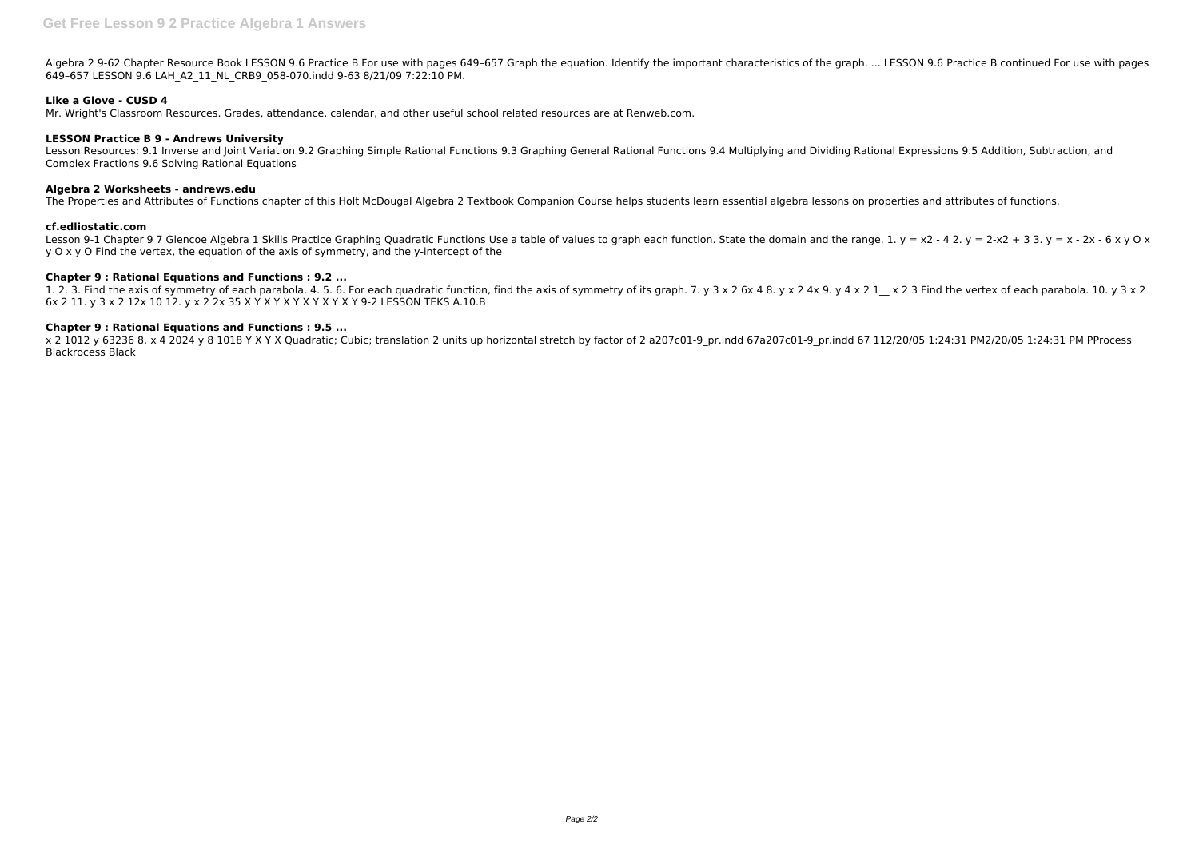Algebra 2 9-62 Chapter Resource Book LESSON 9.6 Practice B For use with pages 649–657 Graph the equation. Identify the important characteristics of the graph. ... LESSON 9.6 Practice B continued For use with pages 649–657 LESSON 9.6 LAH_A2_11_NL_CRB9_058-070.indd 9-63 8/21/09 7:22:10 PM.

### Like a Glove - CUSD 4

Mr. Wright's Classroom Resources. Grades, attendance, calendar, and other useful school related resources are at Renweb.com.

### LESSON Practice B 9 - Andrews University

Lesson Resources: 9.1 Inverse and Joint Variation 9.2 Graphing Simple Rational Functions 9.3 Graphing General Rational Functions 9.4 Multiplying and Dividing Rational Expressions 9.5 Addition, Subtraction, and Complex Fractions 9.6 Solving Rational Equations

### Algebra 2 Worksheets - andrews.edu

The Properties and Attributes of Functions chapter of this Holt McDougal Algebra 2 Textbook Companion Course helps students learn essential algebra lessons on properties and attributes of functions.

### cf.edliostatic.com

Lesson 9-1 Chapter 9 7 Glencoe Algebra 1 Skills Practice Graphing Quadratic Functions Use a table of values to graph each function. State the domain and the range. 1. y = x2 - 4 2. y = 2-x2 + 3 3. y = x - 2x - 6 x y O x y O x y O Find the vertex, the equation of the axis of symmetry, and the y-intercept of the

### Chapter 9 : Rational Equations and Functions : 9.2 ...

1. 2. 3. Find the axis of symmetry of each parabola. 4. 5. 6. For each quadratic function, find the axis of symmetry of its graph. 7. y 3 x 2 6x 4 8. y x 2 4x 9. y 4 x 2 1__ x 2 3 Find the vertex of each parabola. 10. y 3 x 2 6x 2 11. y 3 x 2 12x 10 12. y x 2 2x 35 X Y X Y X Y X Y X Y X Y 9-2 LESSON TEKS A.10.B

### Chapter 9 : Rational Equations and Functions : 9.5 ...

x 2 1012 y 63236 8. x 4 2024 y 8 1018 Y X Y X Quadratic; Cubic; translation 2 units up horizontal stretch by factor of 2 a207c01-9_pr.indd 67a207c01-9_pr.indd 67 112/20/05 1:24:31 PM2/20/05 1:24:31 PM PProcess Blackrocess Black